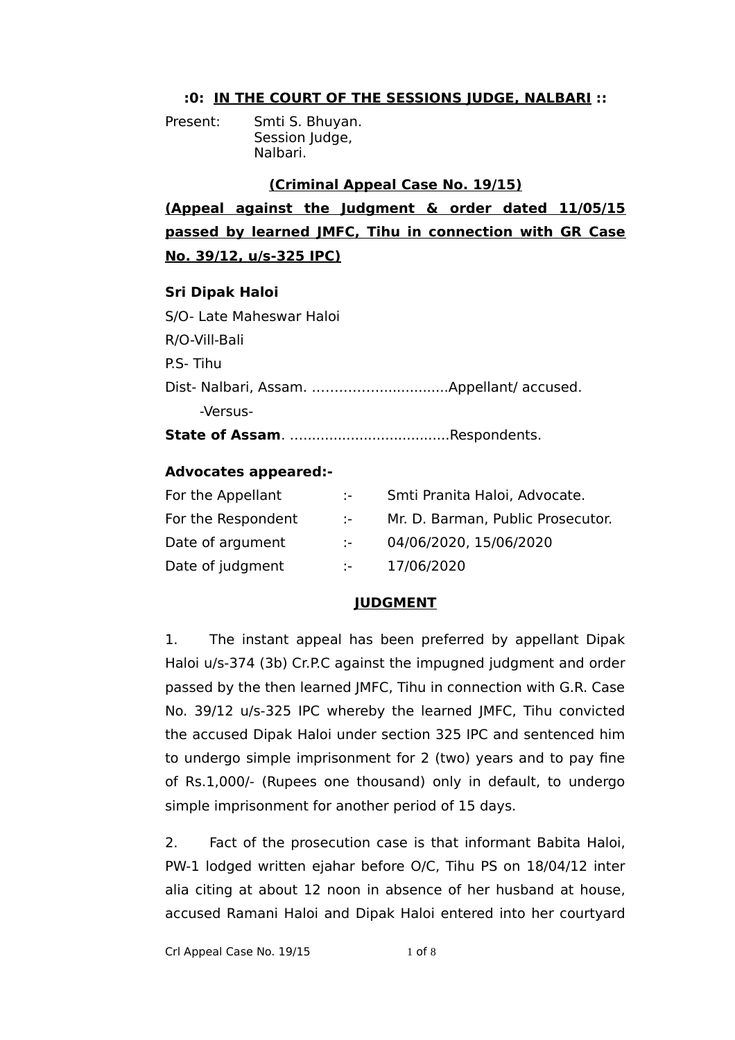**:0: IN THE COURT OF THE SESSIONS JUDGE, NALBARI ::**

Present: Smti S. Bhuyan.
Session Judge,
Nalbari.

**(Criminal Appeal Case No. 19/15)**

**(Appeal against the Judgment & order dated 11/05/15 passed by learned JMFC, Tihu in connection with GR Case No. 39/12, u/s-325 IPC)**

**Sri Dipak Haloi**

S/O- Late Maheswar Haloi

R/O-Vill-Bali

P.S- Tihu

Dist- Nalbari, Assam. ..............................Appellant/ accused.

-Versus-

**State of Assam**. ....................................Respondents.

**Advocates appeared:-**

| | | |
|---|---|---|
| For the Appellant | :- | Smti Pranita Haloi, Advocate. |
| For the Respondent | :- | Mr. D. Barman, Public Prosecutor. |
| Date of argument | :- | 04/06/2020, 15/06/2020 |
| Date of judgment | :- | 17/06/2020 |

**JUDGMENT**

1. The instant appeal has been preferred by appellant Dipak Haloi u/s-374 (3b) Cr.P.C against the impugned judgment and order passed by the then learned JMFC, Tihu in connection with G.R. Case No. 39/12 u/s-325 IPC whereby the learned JMFC, Tihu convicted the accused Dipak Haloi under section 325 IPC and sentenced him to undergo simple imprisonment for 2 (two) years and to pay fine of Rs.1,000/- (Rupees one thousand) only in default, to undergo simple imprisonment for another period of 15 days.

2. Fact of the prosecution case is that informant Babita Haloi, PW-1 lodged written ejahar before O/C, Tihu PS on 18/04/12 inter alia citing at about 12 noon in absence of her husband at house, accused Ramani Haloi and Dipak Haloi entered into her courtyard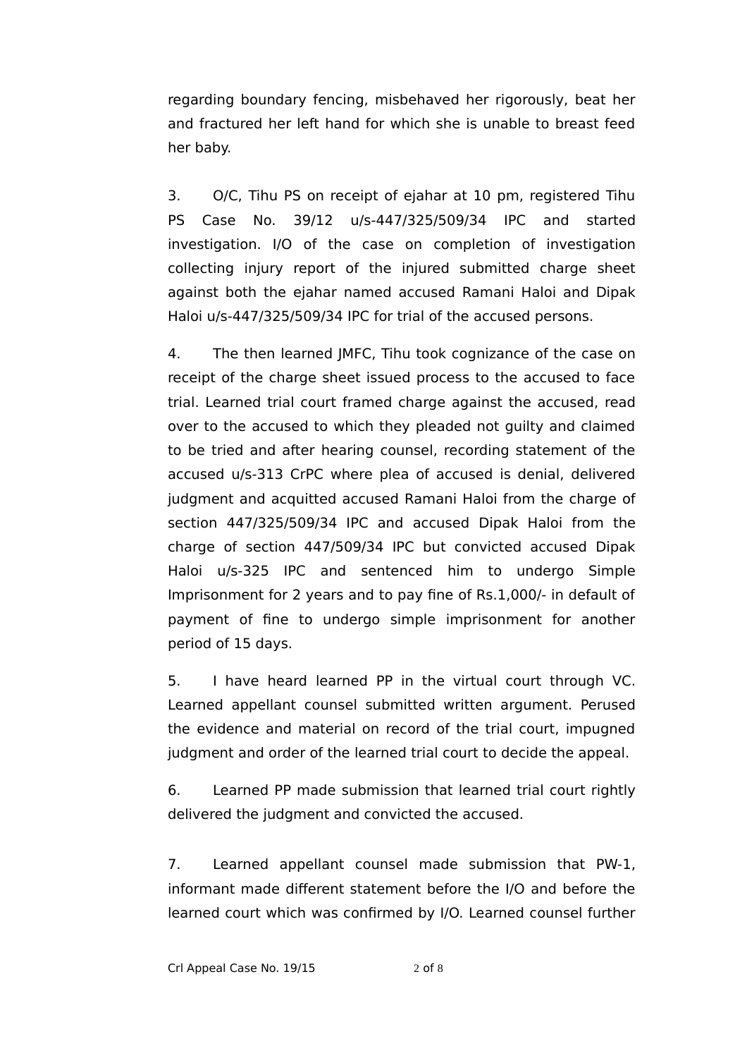regarding boundary fencing, misbehaved her rigorously, beat her and fractured her left hand for which she is unable to breast feed her baby.

3. O/C, Tihu PS on receipt of ejahar at 10 pm, registered Tihu PS Case No. 39/12 u/s-447/325/509/34 IPC and started investigation. I/O of the case on completion of investigation collecting injury report of the injured submitted charge sheet against both the ejahar named accused Ramani Haloi and Dipak Haloi u/s-447/325/509/34 IPC for trial of the accused persons.

4. The then learned JMFC, Tihu took cognizance of the case on receipt of the charge sheet issued process to the accused to face trial. Learned trial court framed charge against the accused, read over to the accused to which they pleaded not guilty and claimed to be tried and after hearing counsel, recording statement of the accused u/s-313 CrPC where plea of accused is denial, delivered judgment and acquitted accused Ramani Haloi from the charge of section 447/325/509/34 IPC and accused Dipak Haloi from the charge of section 447/509/34 IPC but convicted accused Dipak Haloi u/s-325 IPC and sentenced him to undergo Simple Imprisonment for 2 years and to pay fine of Rs.1,000/- in default of payment of fine to undergo simple imprisonment for another period of 15 days.

5. I have heard learned PP in the virtual court through VC. Learned appellant counsel submitted written argument. Perused the evidence and material on record of the trial court, impugned judgment and order of the learned trial court to decide the appeal.

6. Learned PP made submission that learned trial court rightly delivered the judgment and convicted the accused.

7. Learned appellant counsel made submission that PW-1, informant made different statement before the I/O and before the learned court which was confirmed by I/O. Learned counsel further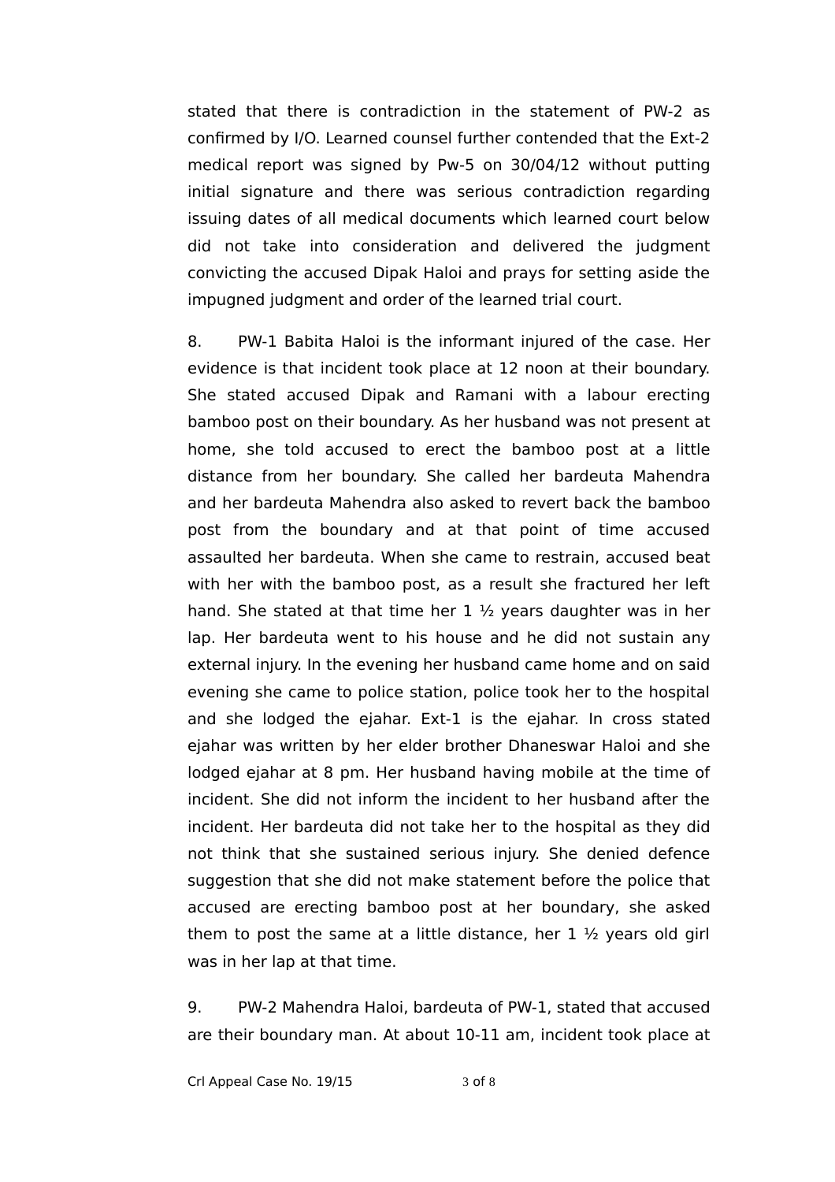stated that there is contradiction in the statement of PW-2 as confirmed by I/O. Learned counsel further contended that the Ext-2 medical report was signed by Pw-5 on 30/04/12 without putting initial signature and there was serious contradiction regarding issuing dates of all medical documents which learned court below did not take into consideration and delivered the judgment convicting the accused Dipak Haloi and prays for setting aside the impugned judgment and order of the learned trial court.

8. PW-1 Babita Haloi is the informant injured of the case. Her evidence is that incident took place at 12 noon at their boundary. She stated accused Dipak and Ramani with a labour erecting bamboo post on their boundary. As her husband was not present at home, she told accused to erect the bamboo post at a little distance from her boundary. She called her bardeuta Mahendra and her bardeuta Mahendra also asked to revert back the bamboo post from the boundary and at that point of time accused assaulted her bardeuta. When she came to restrain, accused beat with her with the bamboo post, as a result she fractured her left hand. She stated at that time her 1 ½ years daughter was in her lap. Her bardeuta went to his house and he did not sustain any external injury. In the evening her husband came home and on said evening she came to police station, police took her to the hospital and she lodged the ejahar. Ext-1 is the ejahar. In cross stated ejahar was written by her elder brother Dhaneswar Haloi and she lodged ejahar at 8 pm. Her husband having mobile at the time of incident. She did not inform the incident to her husband after the incident. Her bardeuta did not take her to the hospital as they did not think that she sustained serious injury. She denied defence suggestion that she did not make statement before the police that accused are erecting bamboo post at her boundary, she asked them to post the same at a little distance, her 1 ½ years old girl was in her lap at that time.

9. PW-2 Mahendra Haloi, bardeuta of PW-1, stated that accused are their boundary man. At about 10-11 am, incident took place at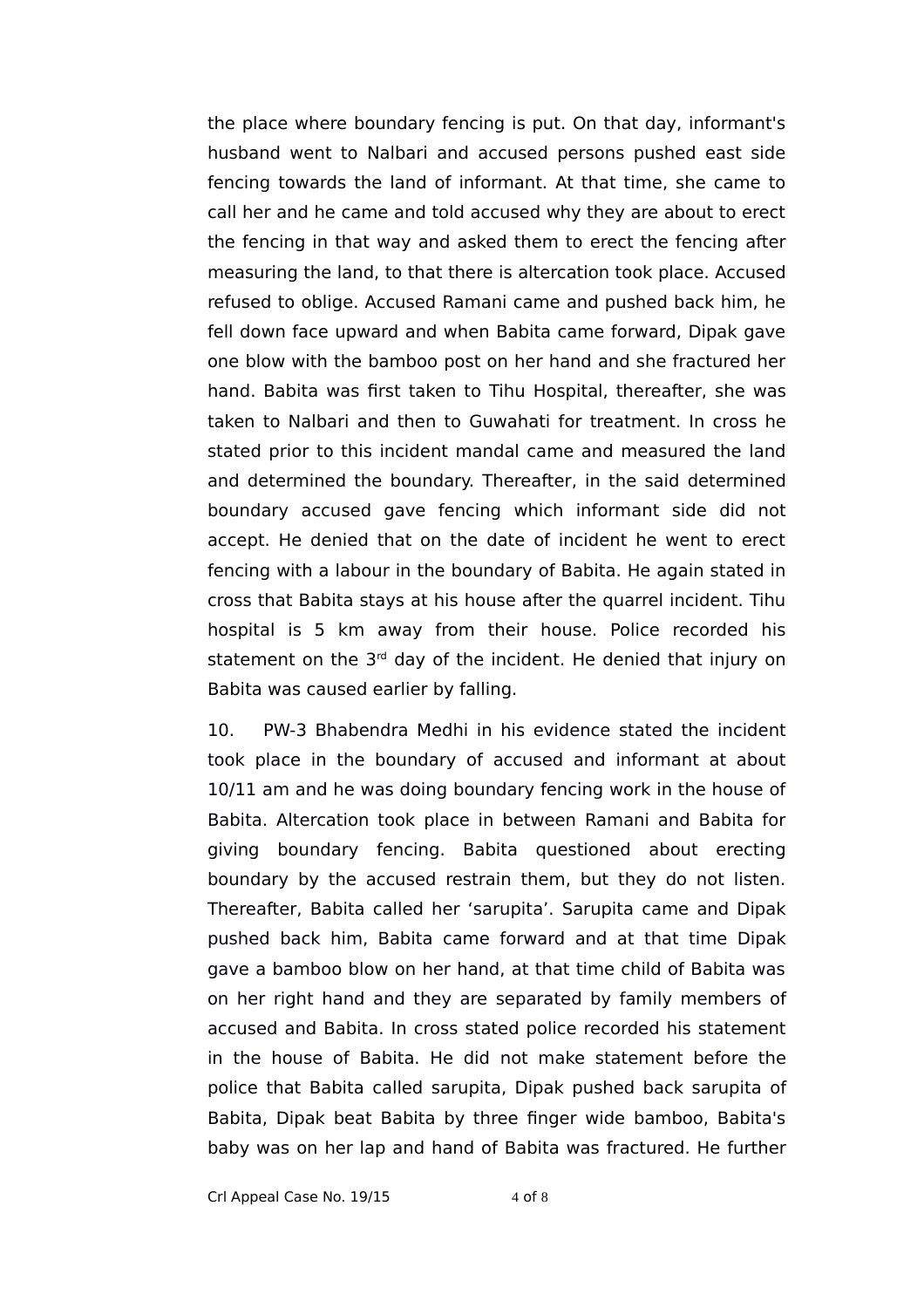the place where boundary fencing is put. On that day, informant's husband went to Nalbari and accused persons pushed east side fencing towards the land of informant. At that time, she came to call her and he came and told accused why they are about to erect the fencing in that way and asked them to erect the fencing after measuring the land, to that there is altercation took place. Accused refused to oblige. Accused Ramani came and pushed back him, he fell down face upward and when Babita came forward, Dipak gave one blow with the bamboo post on her hand and she fractured her hand. Babita was first taken to Tihu Hospital, thereafter, she was taken to Nalbari and then to Guwahati for treatment. In cross he stated prior to this incident mandal came and measured the land and determined the boundary. Thereafter, in the said determined boundary accused gave fencing which informant side did not accept. He denied that on the date of incident he went to erect fencing with a labour in the boundary of Babita. He again stated in cross that Babita stays at his house after the quarrel incident. Tihu hospital is 5 km away from their house. Police recorded his statement on the 3rd day of the incident. He denied that injury on Babita was caused earlier by falling.

10. PW-3 Bhabendra Medhi in his evidence stated the incident took place in the boundary of accused and informant at about 10/11 am and he was doing boundary fencing work in the house of Babita. Altercation took place in between Ramani and Babita for giving boundary fencing. Babita questioned about erecting boundary by the accused restrain them, but they do not listen. Thereafter, Babita called her 'sarupita'. Sarupita came and Dipak pushed back him, Babita came forward and at that time Dipak gave a bamboo blow on her hand, at that time child of Babita was on her right hand and they are separated by family members of accused and Babita. In cross stated police recorded his statement in the house of Babita. He did not make statement before the police that Babita called sarupita, Dipak pushed back sarupita of Babita, Dipak beat Babita by three finger wide bamboo, Babita's baby was on her lap and hand of Babita was fractured. He further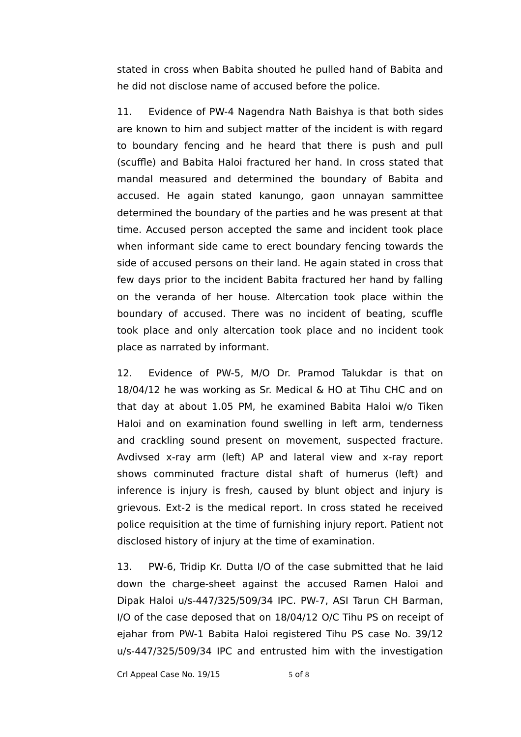stated in cross when Babita shouted he pulled hand of Babita and he did not disclose name of accused before the police.

11. Evidence of PW-4 Nagendra Nath Baishya is that both sides are known to him and subject matter of the incident is with regard to boundary fencing and he heard that there is push and pull (scuffle) and Babita Haloi fractured her hand. In cross stated that mandal measured and determined the boundary of Babita and accused. He again stated kanungo, gaon unnayan sammittee determined the boundary of the parties and he was present at that time. Accused person accepted the same and incident took place when informant side came to erect boundary fencing towards the side of accused persons on their land. He again stated in cross that few days prior to the incident Babita fractured her hand by falling on the veranda of her house. Altercation took place within the boundary of accused. There was no incident of beating, scuffle took place and only altercation took place and no incident took place as narrated by informant.

12. Evidence of PW-5, M/O Dr. Pramod Talukdar is that on 18/04/12 he was working as Sr. Medical & HO at Tihu CHC and on that day at about 1.05 PM, he examined Babita Haloi w/o Tiken Haloi and on examination found swelling in left arm, tenderness and crackling sound present on movement, suspected fracture. Avdivsed x-ray arm (left) AP and lateral view and x-ray report shows comminuted fracture distal shaft of humerus (left) and inference is injury is fresh, caused by blunt object and injury is grievous. Ext-2 is the medical report. In cross stated he received police requisition at the time of furnishing injury report. Patient not disclosed history of injury at the time of examination.

13. PW-6, Tridip Kr. Dutta I/O of the case submitted that he laid down the charge-sheet against the accused Ramen Haloi and Dipak Haloi u/s-447/325/509/34 IPC. PW-7, ASI Tarun CH Barman, I/O of the case deposed that on 18/04/12 O/C Tihu PS on receipt of ejahar from PW-1 Babita Haloi registered Tihu PS case No. 39/12 u/s-447/325/509/34 IPC and entrusted him with the investigation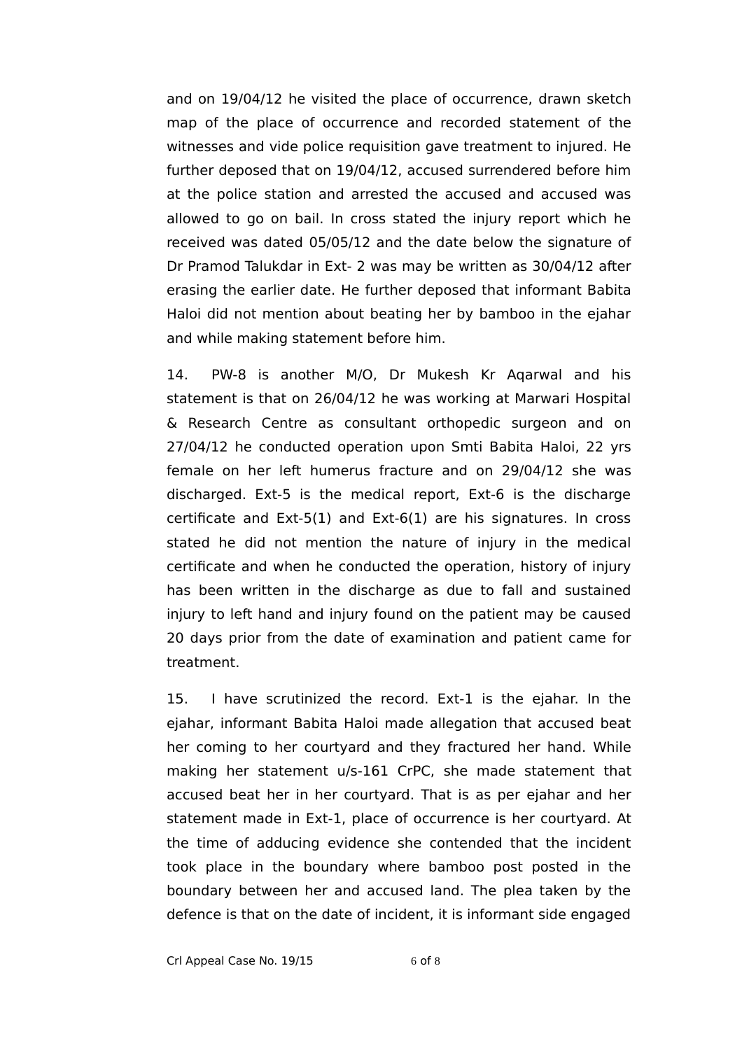and on 19/04/12 he visited the place of occurrence, drawn sketch map of the place of occurrence and recorded statement of the witnesses and vide police requisition gave treatment to injured. He further deposed that on 19/04/12, accused surrendered before him at the police station and arrested the accused and accused was allowed to go on bail. In cross stated the injury report which he received was dated 05/05/12 and the date below the signature of Dr Pramod Talukdar in Ext- 2 was may be written as 30/04/12 after erasing the earlier date. He further deposed that informant Babita Haloi did not mention about beating her by bamboo in the ejahar and while making statement before him.

14. PW-8 is another M/O, Dr Mukesh Kr Aqarwal and his statement is that on 26/04/12 he was working at Marwari Hospital & Research Centre as consultant orthopedic surgeon and on 27/04/12 he conducted operation upon Smti Babita Haloi, 22 yrs female on her left humerus fracture and on 29/04/12 she was discharged. Ext-5 is the medical report, Ext-6 is the discharge certificate and Ext-5(1) and Ext-6(1) are his signatures. In cross stated he did not mention the nature of injury in the medical certificate and when he conducted the operation, history of injury has been written in the discharge as due to fall and sustained injury to left hand and injury found on the patient may be caused 20 days prior from the date of examination and patient came for treatment.

15. I have scrutinized the record. Ext-1 is the ejahar. In the ejahar, informant Babita Haloi made allegation that accused beat her coming to her courtyard and they fractured her hand. While making her statement u/s-161 CrPC, she made statement that accused beat her in her courtyard. That is as per ejahar and her statement made in Ext-1, place of occurrence is her courtyard. At the time of adducing evidence she contended that the incident took place in the boundary where bamboo post posted in the boundary between her and accused land. The plea taken by the defence is that on the date of incident, it is informant side engaged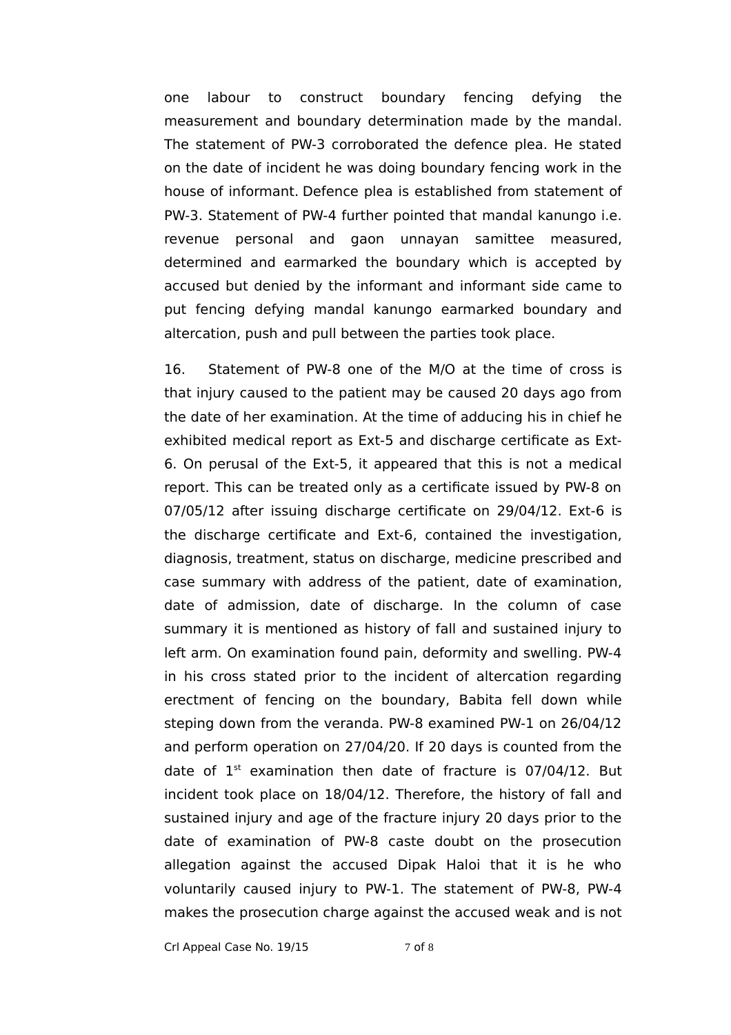one labour to construct boundary fencing defying the measurement and boundary determination made by the mandal. The statement of PW-3 corroborated the defence plea. He stated on the date of incident he was doing boundary fencing work in the house of informant. Defence plea is established from statement of PW-3. Statement of PW-4 further pointed that mandal kanungo i.e. revenue personal and gaon unnayan samittee measured, determined and earmarked the boundary which is accepted by accused but denied by the informant and informant side came to put fencing defying mandal kanungo earmarked boundary and altercation, push and pull between the parties took place.

16. Statement of PW-8 one of the M/O at the time of cross is that injury caused to the patient may be caused 20 days ago from the date of her examination. At the time of adducing his in chief he exhibited medical report as Ext-5 and discharge certificate as Ext-6. On perusal of the Ext-5, it appeared that this is not a medical report. This can be treated only as a certificate issued by PW-8 on 07/05/12 after issuing discharge certificate on 29/04/12. Ext-6 is the discharge certificate and Ext-6, contained the investigation, diagnosis, treatment, status on discharge, medicine prescribed and case summary with address of the patient, date of examination, date of admission, date of discharge. In the column of case summary it is mentioned as history of fall and sustained injury to left arm. On examination found pain, deformity and swelling. PW-4 in his cross stated prior to the incident of altercation regarding erectment of fencing on the boundary, Babita fell down while steping down from the veranda. PW-8 examined PW-1 on 26/04/12 and perform operation on 27/04/20. If 20 days is counted from the date of 1st examination then date of fracture is 07/04/12. But incident took place on 18/04/12. Therefore, the history of fall and sustained injury and age of the fracture injury 20 days prior to the date of examination of PW-8 caste doubt on the prosecution allegation against the accused Dipak Haloi that it is he who voluntarily caused injury to PW-1. The statement of PW-8, PW-4 makes the prosecution charge against the accused weak and is not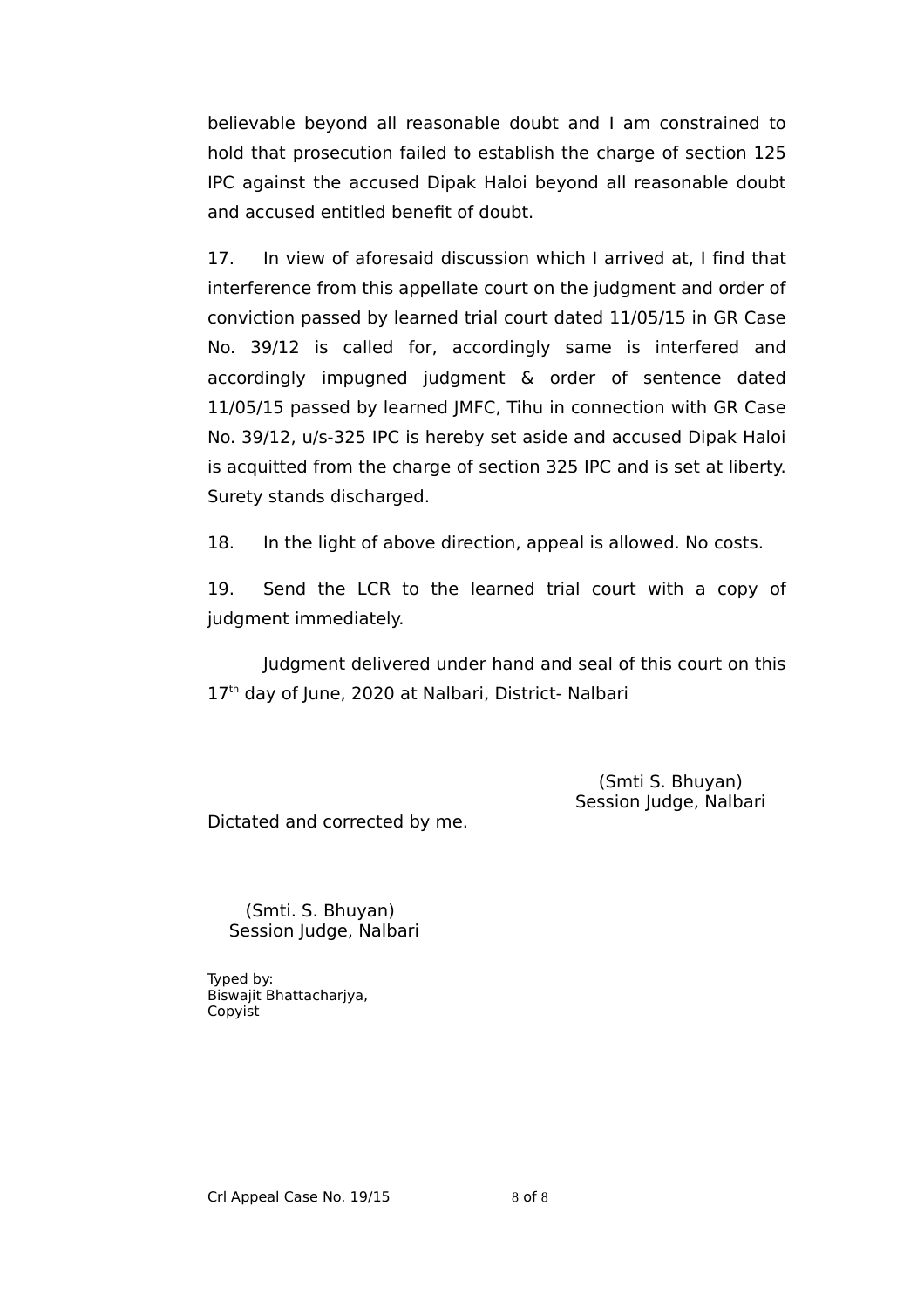believable beyond all reasonable doubt and I am constrained to hold that prosecution failed to establish the charge of section 125 IPC against the accused Dipak Haloi beyond all reasonable doubt and accused entitled benefit of doubt.

17. In view of aforesaid discussion which I arrived at, I find that interference from this appellate court on the judgment and order of conviction passed by learned trial court dated 11/05/15 in GR Case No. 39/12 is called for, accordingly same is interfered and accordingly impugned judgment & order of sentence dated 11/05/15 passed by learned JMFC, Tihu in connection with GR Case No. 39/12, u/s-325 IPC is hereby set aside and accused Dipak Haloi is acquitted from the charge of section 325 IPC and is set at liberty. Surety stands discharged.

18. In the light of above direction, appeal is allowed. No costs.

19. Send the LCR to the learned trial court with a copy of judgment immediately.

Judgment delivered under hand and seal of this court on this 17th day of June, 2020 at Nalbari, District- Nalbari

(Smti S. Bhuyan)
Session Judge, Nalbari

Dictated and corrected by me.

(Smti. S. Bhuyan)
Session Judge, Nalbari

Typed by:
Biswajit Bhattacharjya,
Copyist